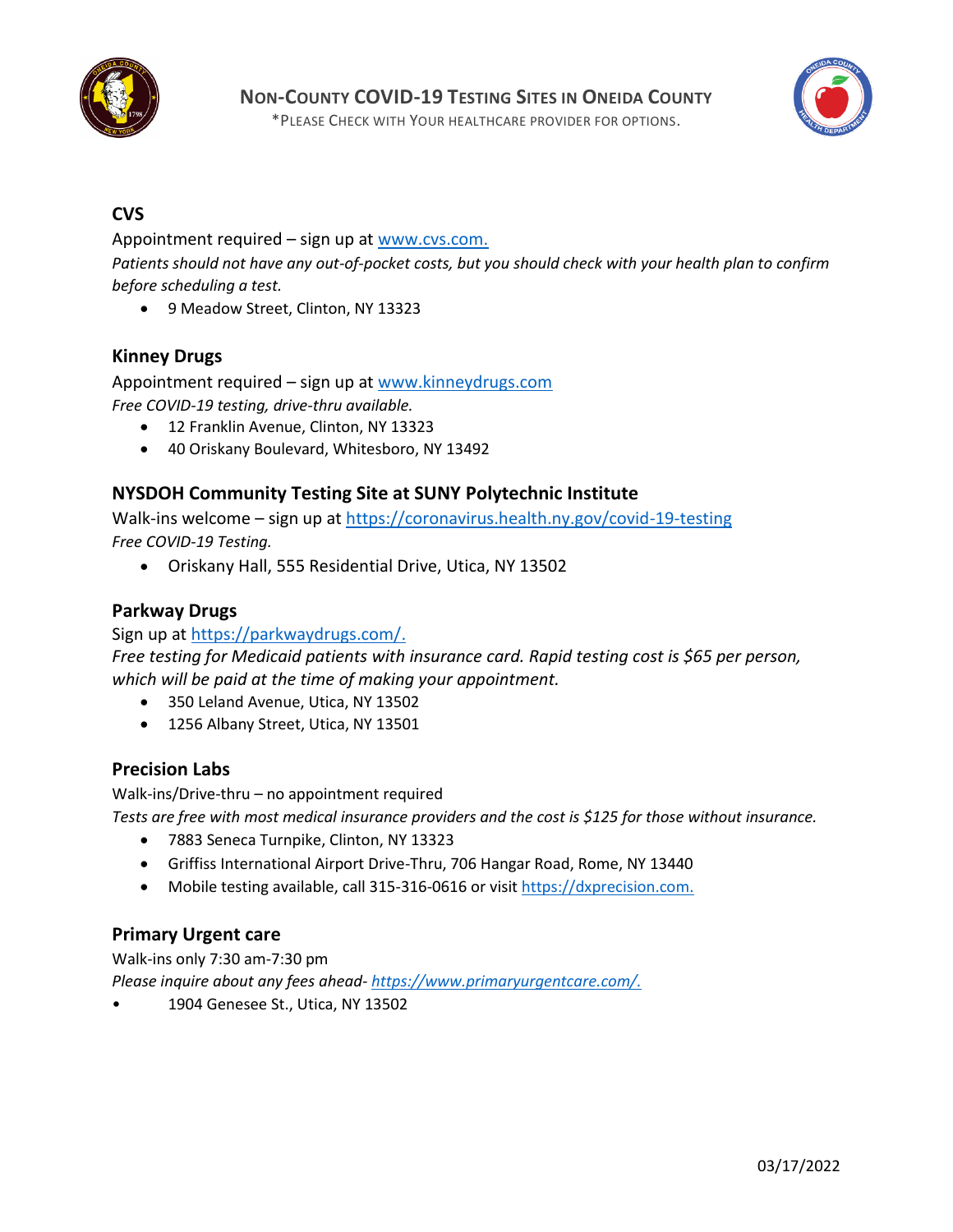# Non-County COVID-19 Testing Sites in Oneida County

*Please check with your healthcare provider for options.

## CVS

Appointment required – sign up at www.cvs.com.

*Patients should not have any out-of-pocket costs, but you should check with your health plan to confirm before scheduling a test.*

- 9 Meadow Street, Clinton, NY 13323

## Kinney Drugs

Appointment required – sign up at www.kinneydrugs.com

*Free COVID-19 testing, drive-thru available.*

- 12 Franklin Avenue, Clinton, NY 13323
- 40 Oriskany Boulevard, Whitesboro, NY 13492

## NYSDOH Community Testing Site at SUNY Polytechnic Institute

Walk-ins welcome – sign up at https://coronavirus.health.ny.gov/covid-19-testing

*Free COVID-19 Testing.*

- Oriskany Hall, 555 Residential Drive, Utica, NY 13502

## Parkway Drugs

Sign up at https://parkwaydrugs.com/.

*Free testing for Medicaid patients with insurance card. Rapid testing cost is $65 per person, which will be paid at the time of making your appointment.*

- 350 Leland Avenue, Utica, NY 13502
- 1256 Albany Street, Utica, NY 13501

## Precision Labs

Walk-ins/Drive-thru – no appointment required

*Tests are free with most medical insurance providers and the cost is $125 for those without insurance.*

- 7883 Seneca Turnpike, Clinton, NY 13323
- Griffiss International Airport Drive-Thru, 706 Hangar Road, Rome, NY 13440
- Mobile testing available, call 315-316-0616 or visit https://dxprecision.com.

## Primary Urgent care

Walk-ins only 7:30 am-7:30 pm

*Please inquire about any fees ahead- https://www.primaryurgentcare.com/.*

- 1904 Genesee St., Utica, NY 13502

03/17/2022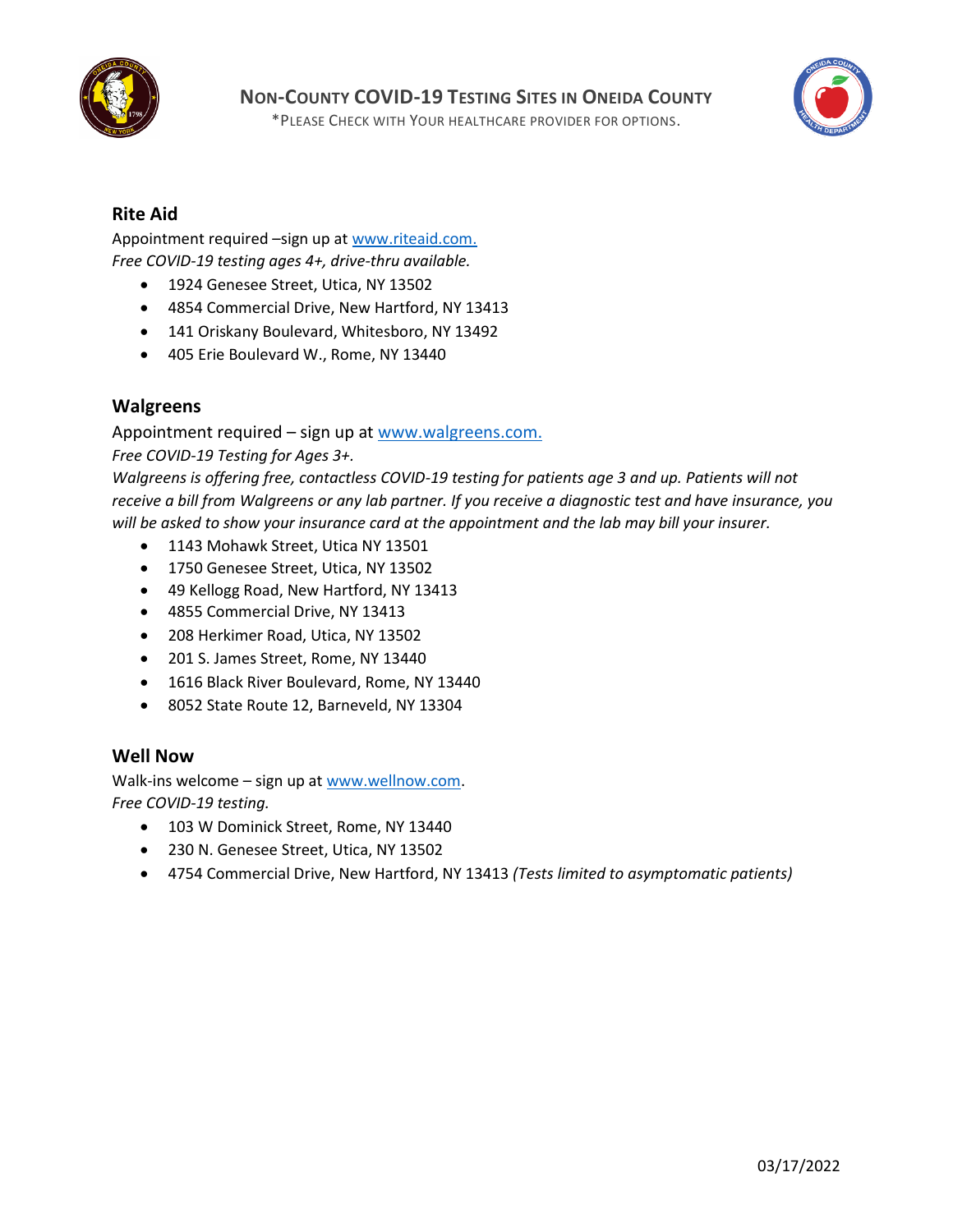# Non-County COVID-19 Testing Sites in Oneida County

*Please check with your healthcare provider for options.

## Rite Aid

Appointment required –sign up at [www.riteaid.com.](http://www.riteaid.com)

*Free COVID-19 testing ages 4+, drive-thru available.*

- 1924 Genesee Street, Utica, NY 13502
- 4854 Commercial Drive, New Hartford, NY 13413
- 141 Oriskany Boulevard, Whitesboro, NY 13492
- 405 Erie Boulevard W., Rome, NY 13440

## Walgreens

Appointment required – sign up at [www.walgreens.com.](http://www.walgreens.com)

*Free COVID-19 Testing for Ages 3+.*

*Walgreens is offering free, contactless COVID-19 testing for patients age 3 and up. Patients will not receive a bill from Walgreens or any lab partner. If you receive a diagnostic test and have insurance, you will be asked to show your insurance card at the appointment and the lab may bill your insurer.*

- 1143 Mohawk Street, Utica NY 13501
- 1750 Genesee Street, Utica, NY 13502
- 49 Kellogg Road, New Hartford, NY 13413
- 4855 Commercial Drive, NY 13413
- 208 Herkimer Road, Utica, NY 13502
- 201 S. James Street, Rome, NY 13440
- 1616 Black River Boulevard, Rome, NY 13440
- 8052 State Route 12, Barneveld, NY 13304

## Well Now

Walk-ins welcome – sign up at [www.wellnow.com](http://www.wellnow.com).

*Free COVID-19 testing.*

- 103 W Dominick Street, Rome, NY 13440
- 230 N. Genesee Street, Utica, NY 13502
- 4754 Commercial Drive, New Hartford, NY 13413 *(Tests limited to asymptomatic patients)*

03/17/2022